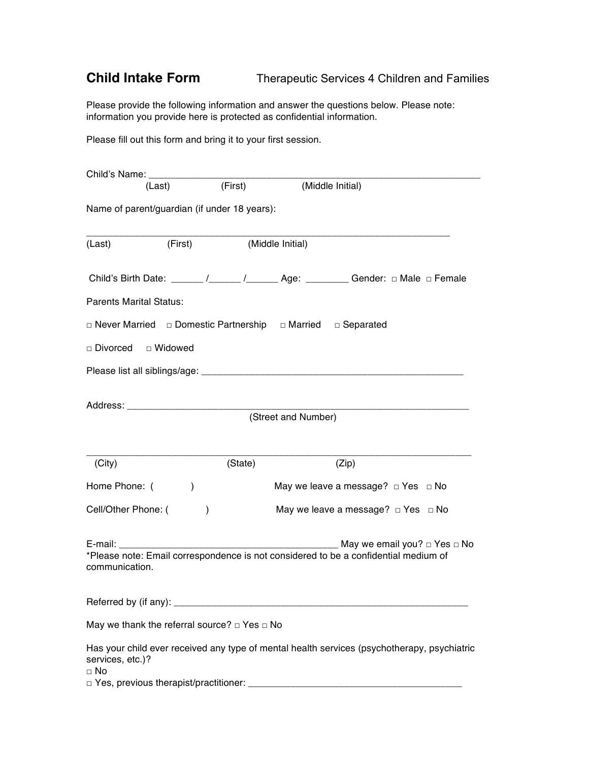# Child Intake Form

Therapeutic Services 4 Children and Families

Please provide the following information and answer the questions below. Please note: information you provide here is protected as confidential information.

Please fill out this form and bring it to your first session.

Child's Name: ______________________________________________________________

(Last) (First) (Middle Initial)

Name of parent/guardian (if under 18 years):

_________________________________________________________________

(Last) (First) (Middle Initial)

Child's Birth Date: ______ /______ /______ Age: ________ Gender: □ Male □ Female

Parents Marital Status:

□ Never Married □ Domestic Partnership □ Married □ Separated

□ Divorced □ Widowed

Please list all siblings/age: ______________________________________________

Address: ____________________________________________________________

(Street and Number)

_____________________________________________________________________

(City) (State) (Zip)

Home Phone: ( ) May we leave a message? □ Yes □ No

Cell/Other Phone: ( ) May we leave a message? □ Yes □ No

E-mail: ______________________________________ May we email you? □ Yes □ No

*Please note: Email correspondence is not considered to be a confidential medium of communication.

Referred by (if any): ___________________________________________________

May we thank the referral source? □ Yes □ No

Has your child ever received any type of mental health services (psychotherapy, psychiatric services, etc.)?

□ No

□ Yes, previous therapist/practitioner: _____________________________________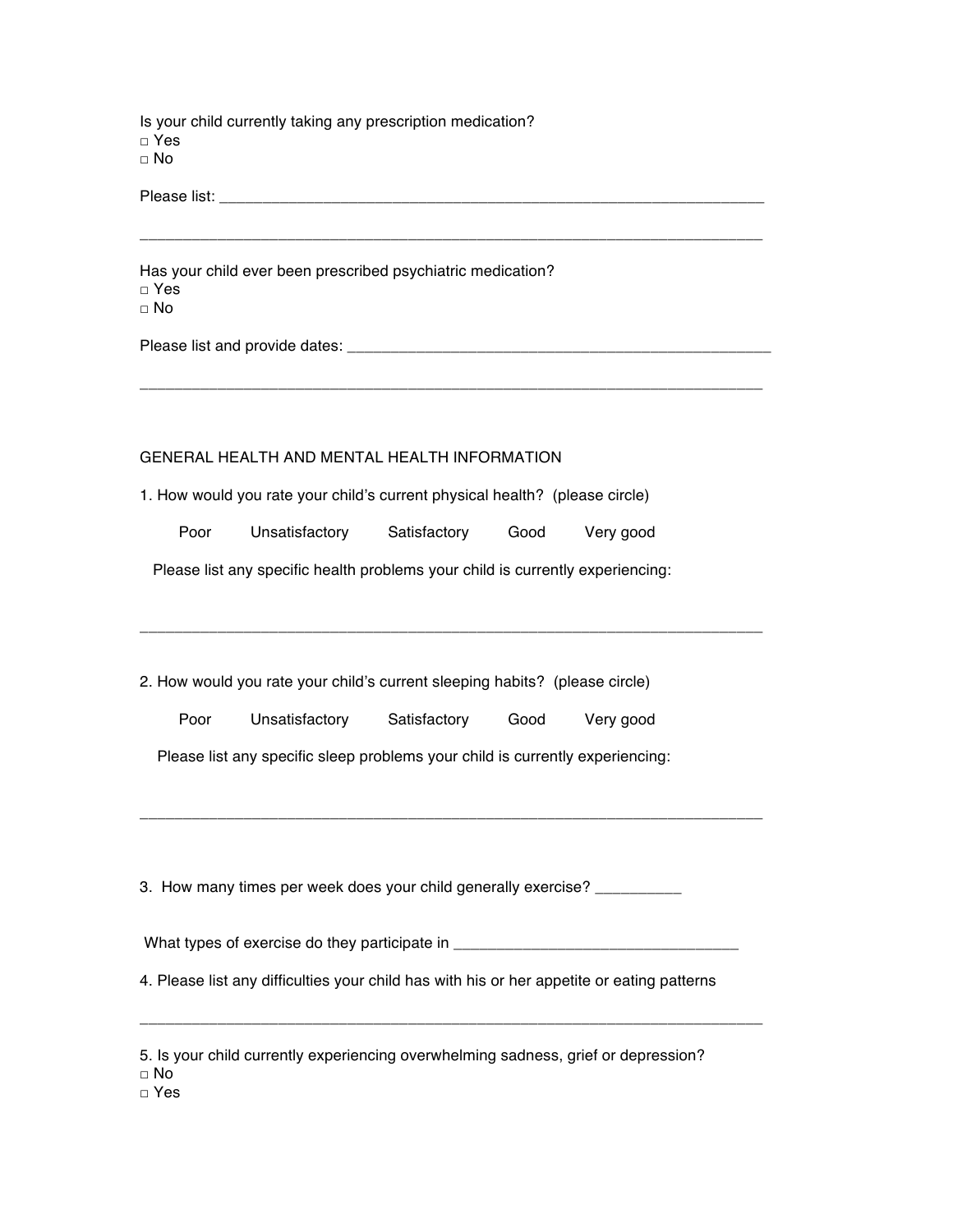Is your child currently taking any prescription medication?
□ Yes
□ No

Please list: ___________________________________________________________________

___________________________________________________________________________

Has your child ever been prescribed psychiatric medication?
□ Yes
□ No

Please list and provide dates: ___________________________________________________

___________________________________________________________________________

GENERAL HEALTH AND MENTAL HEALTH INFORMATION

1. How would you rate your child's current physical health? (please circle)

Poor Unsatisfactory Satisfactory Good Very good

Please list any specific health problems your child is currently experiencing:

___________________________________________________________________________

2. How would you rate your child's current sleeping habits? (please circle)

Poor Unsatisfactory Satisfactory Good Very good

Please list any specific sleep problems your child is currently experiencing:

___________________________________________________________________________

3. How many times per week does your child generally exercise? __________

What types of exercise do they participate in _________________________________

4. Please list any difficulties your child has with his or her appetite or eating patterns

___________________________________________________________________________

5. Is your child currently experiencing overwhelming sadness, grief or depression?
□ No
□ Yes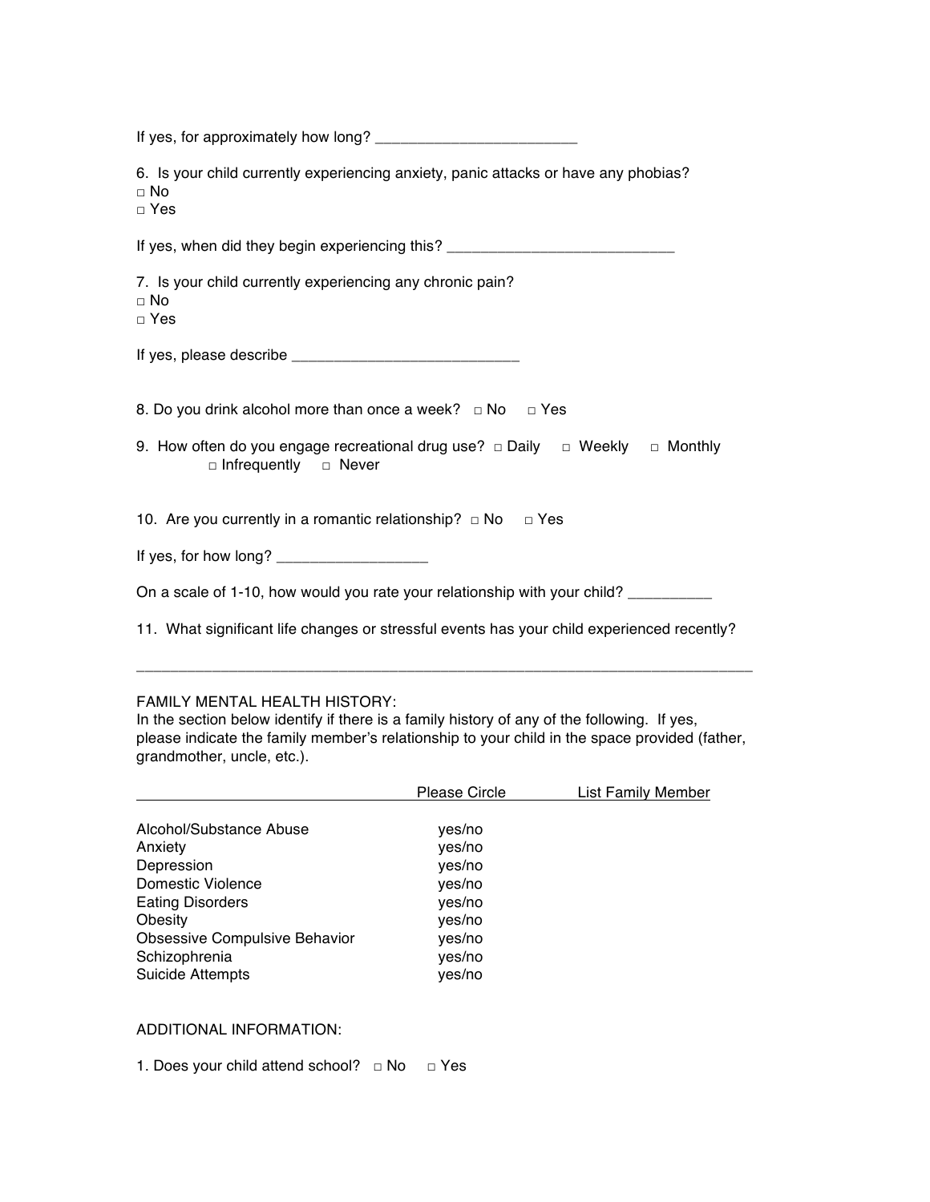If yes, for approximately how long? ________________________

6. Is your child currently experiencing anxiety, panic attacks or have any phobias?
□ No
□ Yes

If yes, when did they begin experiencing this? ___________________________

7. Is your child currently experiencing any chronic pain?
□ No
□ Yes

If yes, please describe ___________________________

8. Do you drink alcohol more than once a week? □ No □ Yes

9. How often do you engage recreational drug use? □ Daily □ Weekly □ Monthly □ Infrequently □ Never

10. Are you currently in a romantic relationship? □ No □ Yes

If yes, for how long? __________________

On a scale of 1-10, how would you rate your relationship with your child? __________

11. What significant life changes or stressful events has your child experienced recently?

_____________________________________________________________________________

FAMILY MENTAL HEALTH HISTORY:
In the section below identify if there is a family history of any of the following. If yes, please indicate the family member's relationship to your child in the space provided (father, grandmother, uncle, etc.).

| | Please Circle | List Family Member |
|---|---|---|
| Alcohol/Substance Abuse | yes/no | |
| Anxiety | yes/no | |
| Depression | yes/no | |
| Domestic Violence | yes/no | |
| Eating Disorders | yes/no | |
| Obesity | yes/no | |
| Obsessive Compulsive Behavior | yes/no | |
| Schizophrenia | yes/no | |
| Suicide Attempts | yes/no | |

ADDITIONAL INFORMATION:

1. Does your child attend school? □ No □ Yes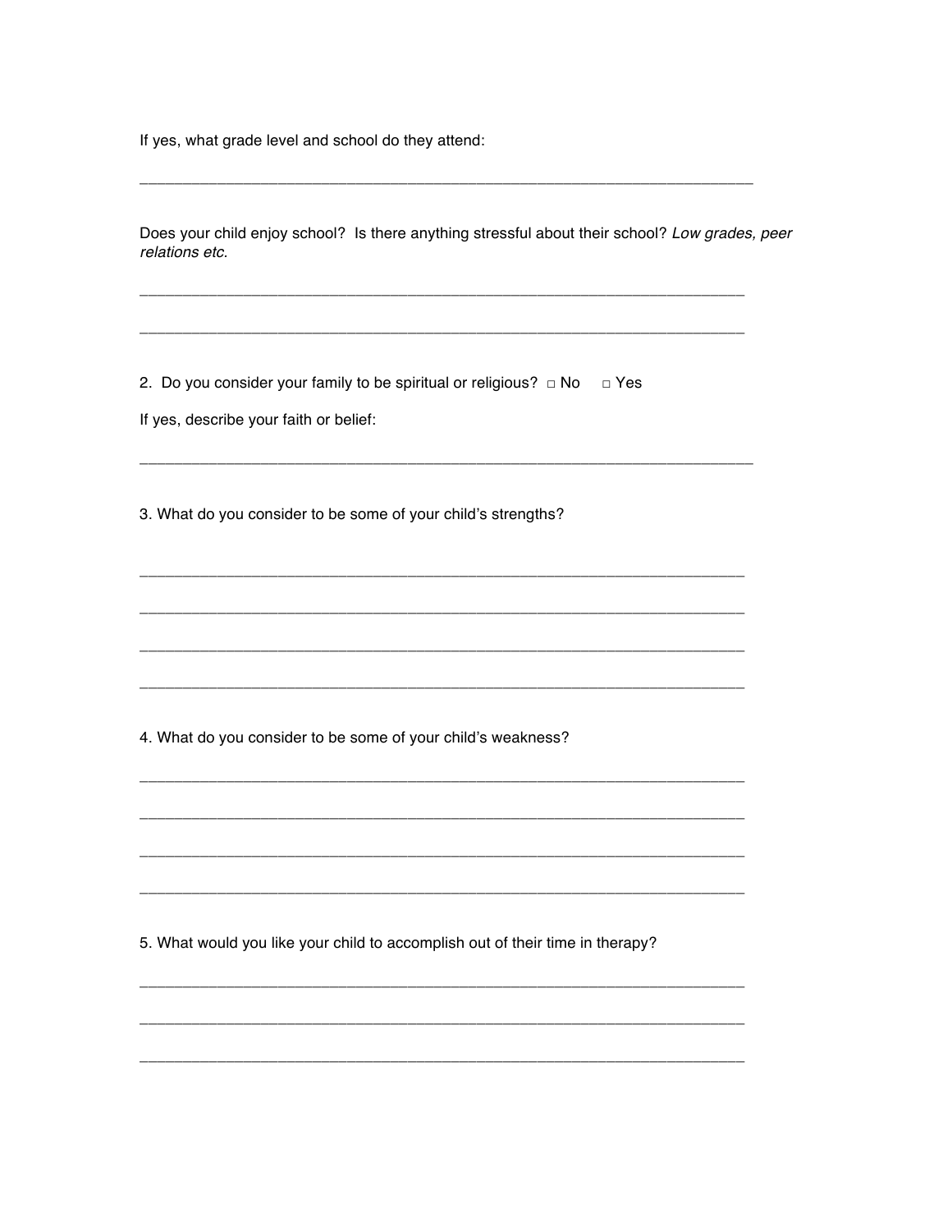If yes, what grade level and school do they attend:

______________________________________________________________________

Does your child enjoy school? Is there anything stressful about their school? *Low grades, peer relations etc.*

______________________________________________________________________

______________________________________________________________________

2. Do you consider your family to be spiritual or religious? □ No □ Yes

If yes, describe your faith or belief:

______________________________________________________________________

3. What do you consider to be some of your child's strengths?

______________________________________________________________________

______________________________________________________________________

______________________________________________________________________

______________________________________________________________________

4. What do you consider to be some of your child's weakness?

______________________________________________________________________

______________________________________________________________________

______________________________________________________________________

______________________________________________________________________

5. What would you like your child to accomplish out of their time in therapy?

______________________________________________________________________

______________________________________________________________________

______________________________________________________________________